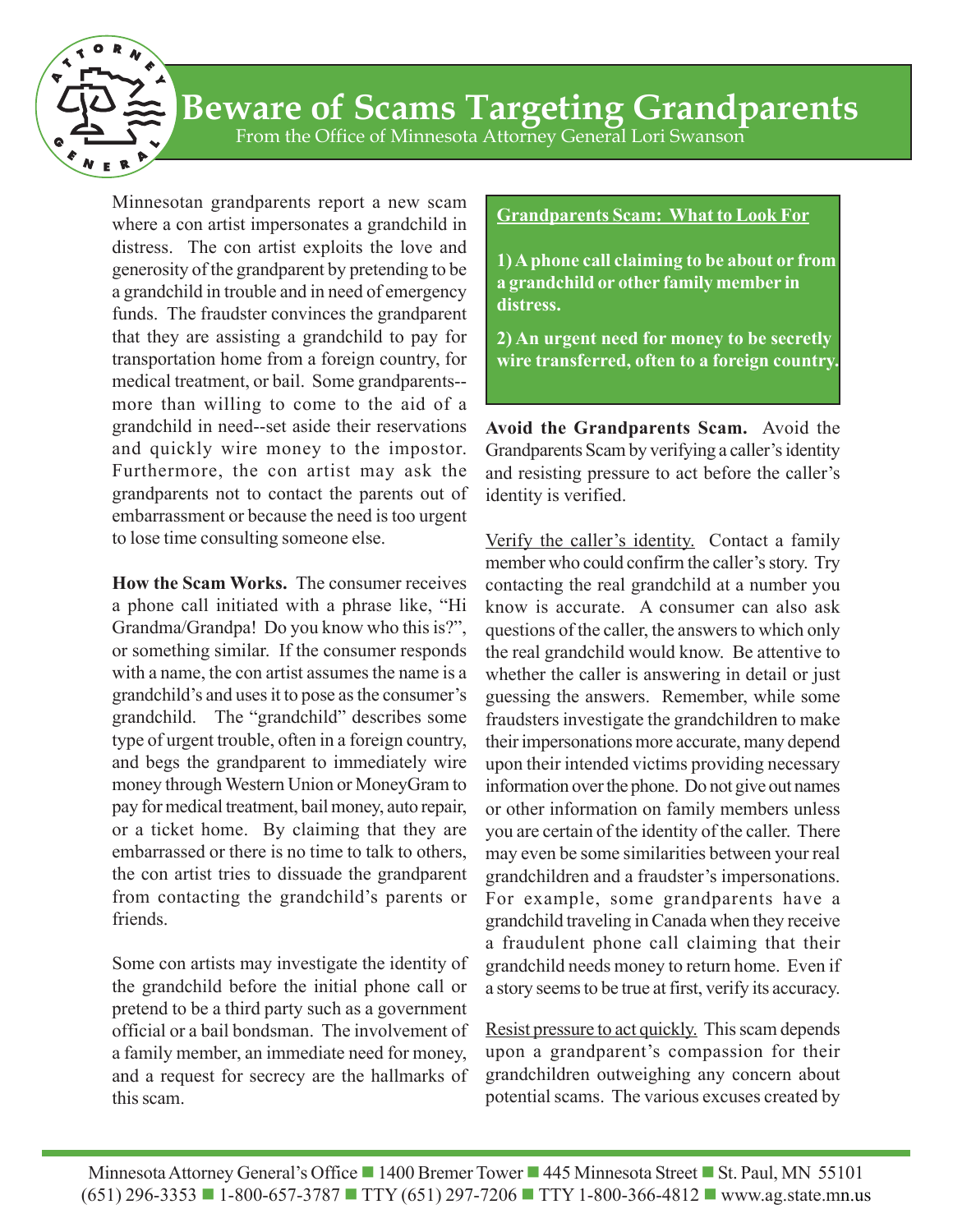# Beware of Scams Targeting Grandparents

From the Office of Minnesota Attorney General Lori Swanson

Minnesotan grandparents report a new scam where a con artist impersonates a grandchild in distress. The con artist exploits the love and generosity of the grandparent by pretending to be a grandchild in trouble and in need of emergency funds. The fraudster convinces the grandparent that they are assisting a grandchild to pay for transportation home from a foreign country, for medical treatment, or bail. Some grandparents--more than willing to come to the aid of a grandchild in need--set aside their reservations and quickly wire money to the impostor. Furthermore, the con artist may ask the grandparents not to contact the parents out of embarrassment or because the need is too urgent to lose time consulting someone else.

**How the Scam Works.** The consumer receives a phone call initiated with a phrase like, "Hi Grandma/Grandpa! Do you know who this is?", or something similar. If the consumer responds with a name, the con artist assumes the name is a grandchild's and uses it to pose as the consumer's grandchild. The "grandchild" describes some type of urgent trouble, often in a foreign country, and begs the grandparent to immediately wire money through Western Union or MoneyGram to pay for medical treatment, bail money, auto repair, or a ticket home. By claiming that they are embarrassed or there is no time to talk to others, the con artist tries to dissuade the grandparent from contacting the grandchild's parents or friends.

Some con artists may investigate the identity of the grandchild before the initial phone call or pretend to be a third party such as a government official or a bail bondsman. The involvement of a family member, an immediate need for money, and a request for secrecy are the hallmarks of this scam.

**Grandparents Scam: What to Look For**

**1) A phone call claiming to be about or from a grandchild or other family member in distress.**

**2) An urgent need for money to be secretly wire transferred, often to a foreign country.**

**Avoid the Grandparents Scam.** Avoid the Grandparents Scam by verifying a caller's identity and resisting pressure to act before the caller's identity is verified.

Verify the caller's identity. Contact a family member who could confirm the caller's story. Try contacting the real grandchild at a number you know is accurate. A consumer can also ask questions of the caller, the answers to which only the real grandchild would know. Be attentive to whether the caller is answering in detail or just guessing the answers. Remember, while some fraudsters investigate the grandchildren to make their impersonations more accurate, many depend upon their intended victims providing necessary information over the phone. Do not give out names or other information on family members unless you are certain of the identity of the caller. There may even be some similarities between your real grandchildren and a fraudster's impersonations. For example, some grandparents have a grandchild traveling in Canada when they receive a fraudulent phone call claiming that their grandchild needs money to return home. Even if a story seems to be true at first, verify its accuracy.

Resist pressure to act quickly. This scam depends upon a grandparent's compassion for their grandchildren outweighing any concern about potential scams. The various excuses created by

Minnesota Attorney General's Office ■ 1400 Bremer Tower ■ 445 Minnesota Street ■ St. Paul, MN 55101
(651) 296-3353 ■ 1-800-657-3787 ■ TTY (651) 297-7206 ■ TTY 1-800-366-4812 ■ www.ag.state.mn.us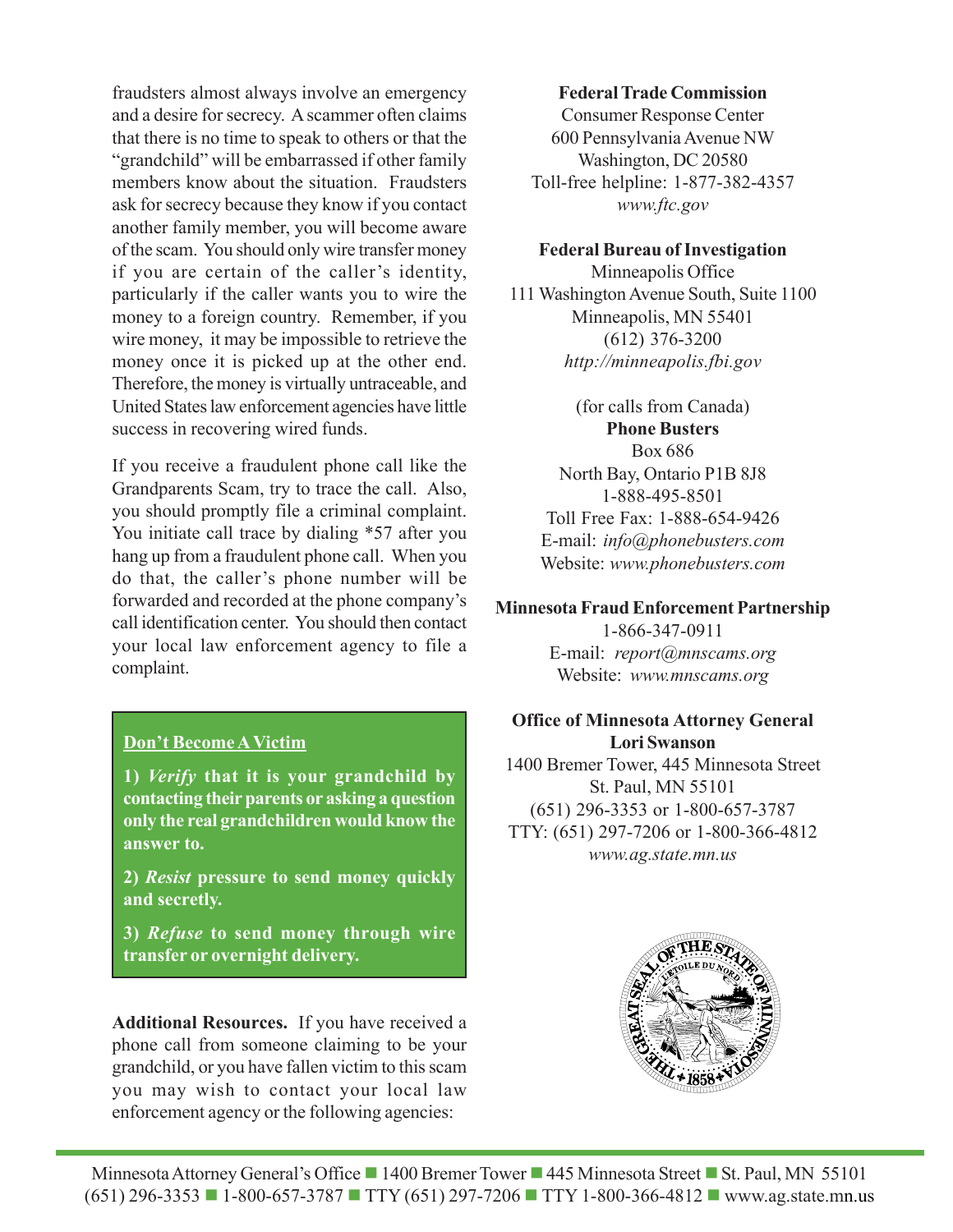fraudsters almost always involve an emergency and a desire for secrecy. A scammer often claims that there is no time to speak to others or that the "grandchild" will be embarrassed if other family members know about the situation. Fraudsters ask for secrecy because they know if you contact another family member, you will become aware of the scam. You should only wire transfer money if you are certain of the caller's identity, particularly if the caller wants you to wire the money to a foreign country. Remember, if you wire money, it may be impossible to retrieve the money once it is picked up at the other end. Therefore, the money is virtually untraceable, and United States law enforcement agencies have little success in recovering wired funds.

If you receive a fraudulent phone call like the Grandparents Scam, try to trace the call. Also, you should promptly file a criminal complaint. You initiate call trace by dialing *57 after you hang up from a fraudulent phone call. When you do that, the caller's phone number will be forwarded and recorded at the phone company's call identification center. You should then contact your local law enforcement agency to file a complaint.

**Don't Become A Victim**

**1) *Verify* that it is your grandchild by contacting their parents or asking a question only the real grandchildren would know the answer to.**

**2) *Resist* pressure to send money quickly and secretly.**

**3) *Refuse* to send money through wire transfer or overnight delivery.**

**Additional Resources.** If you have received a phone call from someone claiming to be your grandchild, or you have fallen victim to this scam you may wish to contact your local law enforcement agency or the following agencies:

**Federal Trade Commission**
Consumer Response Center
600 Pennsylvania Avenue NW
Washington, DC 20580
Toll-free helpline: 1-877-382-4357
*www.ftc.gov*

**Federal Bureau of Investigation**
Minneapolis Office
111 Washington Avenue South, Suite 1100
Minneapolis, MN 55401
(612) 376-3200
*http://minneapolis.fbi.gov*

(for calls from Canada)
**Phone Busters**
Box 686
North Bay, Ontario P1B 8J8
1-888-495-8501
Toll Free Fax: 1-888-654-9426
E-mail: *info@phonebusters.com*
Website: *www.phonebusters.com*

**Minnesota Fraud Enforcement Partnership**
1-866-347-0911
E-mail: *report@mnscams.org*
Website: *www.mnscams.org*

**Office of Minnesota Attorney General Lori Swanson**
1400 Bremer Tower, 445 Minnesota Street
St. Paul, MN 55101
(651) 296-3353 or 1-800-657-3787
TTY: (651) 297-7206 or 1-800-366-4812
*www.ag.state.mn.us*

Minnesota Attorney General's Office ■ 1400 Bremer Tower ■ 445 Minnesota Street ■ St. Paul, MN 55101
(651) 296-3353 ■ 1-800-657-3787 ■ TTY (651) 297-7206 ■ TTY 1-800-366-4812 ■ www.ag.state.mn.us